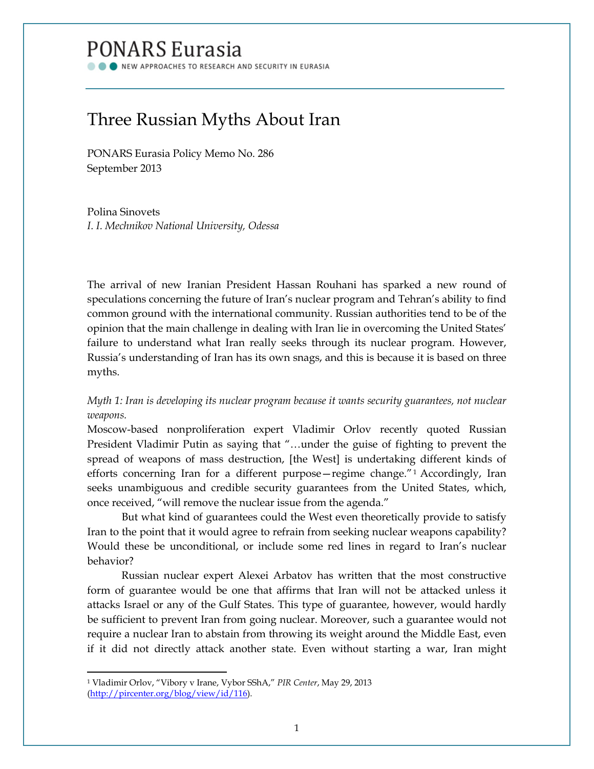PONARS Eurasia

NEW APPROACHES TO RESEARCH AND SECURITY IN EURASIA

# Three Russian Myths About Iran

PONARS Eurasia Policy Memo No. 286
September 2013

Polina Sinovets
*I. I. Mechnikov National University, Odessa*

The arrival of new Iranian President Hassan Rouhani has sparked a new round of speculations concerning the future of Iran's nuclear program and Tehran's ability to find common ground with the international community. Russian authorities tend to be of the opinion that the main challenge in dealing with Iran lie in overcoming the United States' failure to understand what Iran really seeks through its nuclear program. However, Russia's understanding of Iran has its own snags, and this is because it is based on three myths.

*Myth 1: Iran is developing its nuclear program because it wants security guarantees, not nuclear weapons.*

Moscow-based nonproliferation expert Vladimir Orlov recently quoted Russian President Vladimir Putin as saying that "…under the guise of fighting to prevent the spread of weapons of mass destruction, [the West] is undertaking different kinds of efforts concerning Iran for a different purpose—regime change."[1] Accordingly, Iran seeks unambiguous and credible security guarantees from the United States, which, once received, "will remove the nuclear issue from the agenda."

But what kind of guarantees could the West even theoretically provide to satisfy Iran to the point that it would agree to refrain from seeking nuclear weapons capability? Would these be unconditional, or include some red lines in regard to Iran's nuclear behavior?

Russian nuclear expert Alexei Arbatov has written that the most constructive form of guarantee would be one that affirms that Iran will not be attacked unless it attacks Israel or any of the Gulf States. This type of guarantee, however, would hardly be sufficient to prevent Iran from going nuclear. Moreover, such a guarantee would not require a nuclear Iran to abstain from throwing its weight around the Middle East, even if it did not directly attack another state. Even without starting a war, Iran might

[1] Vladimir Orlov, "Vibory v Irane, Vybor SShA," *PIR Center*, May 29, 2013 (http://pircenter.org/blog/view/id/116).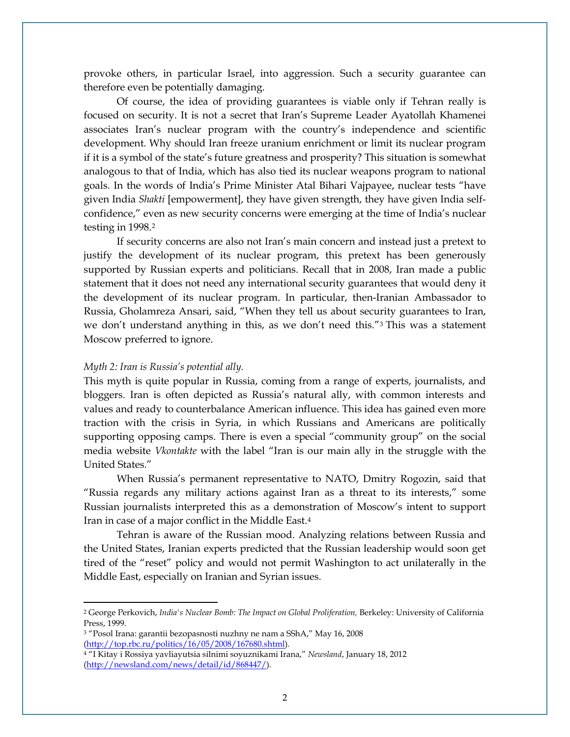provoke others, in particular Israel, into aggression. Such a security guarantee can therefore even be potentially damaging.

Of course, the idea of providing guarantees is viable only if Tehran really is focused on security. It is not a secret that Iran's Supreme Leader Ayatollah Khamenei associates Iran's nuclear program with the country's independence and scientific development. Why should Iran freeze uranium enrichment or limit its nuclear program if it is a symbol of the state's future greatness and prosperity? This situation is somewhat analogous to that of India, which has also tied its nuclear weapons program to national goals. In the words of India's Prime Minister Atal Bihari Vajpayee, nuclear tests "have given India *Shakti* [empowerment], they have given strength, they have given India self-confidence," even as new security concerns were emerging at the time of India's nuclear testing in 1998.[2]

If security concerns are also not Iran's main concern and instead just a pretext to justify the development of its nuclear program, this pretext has been generously supported by Russian experts and politicians. Recall that in 2008, Iran made a public statement that it does not need any international security guarantees that would deny it the development of its nuclear program. In particular, then-Iranian Ambassador to Russia, Gholamreza Ansari, said, "When they tell us about security guarantees to Iran, we don't understand anything in this, as we don't need this."[3] This was a statement Moscow preferred to ignore.

*Myth 2: Iran is Russia's potential ally.*

This myth is quite popular in Russia, coming from a range of experts, journalists, and bloggers. Iran is often depicted as Russia's natural ally, with common interests and values and ready to counterbalance American influence. This idea has gained even more traction with the crisis in Syria, in which Russians and Americans are politically supporting opposing camps. There is even a special "community group" on the social media website *Vkontakte* with the label "Iran is our main ally in the struggle with the United States."

When Russia's permanent representative to NATO, Dmitry Rogozin, said that "Russia regards any military actions against Iran as a threat to its interests," some Russian journalists interpreted this as a demonstration of Moscow's intent to support Iran in case of a major conflict in the Middle East.[4]

Tehran is aware of the Russian mood. Analyzing relations between Russia and the United States, Iranian experts predicted that the Russian leadership would soon get tired of the "reset" policy and would not permit Washington to act unilaterally in the Middle East, especially on Iranian and Syrian issues.

---

[2] George Perkovich, *India's Nuclear Bomb: The Impact on Global Proliferation,* Berkeley: University of California Press, 1999.

[3] "Posol Irana: garantii bezopasnosti nuzhny ne nam a SShA," May 16, 2008 (http://top.rbc.ru/politics/16/05/2008/167680.shtml).

[4] "I Kitay i Rossiya yavliayutsia silnimi soyuznikami Irana," *Newsland*, January 18, 2012 (http://newsland.com/news/detail/id/868447/).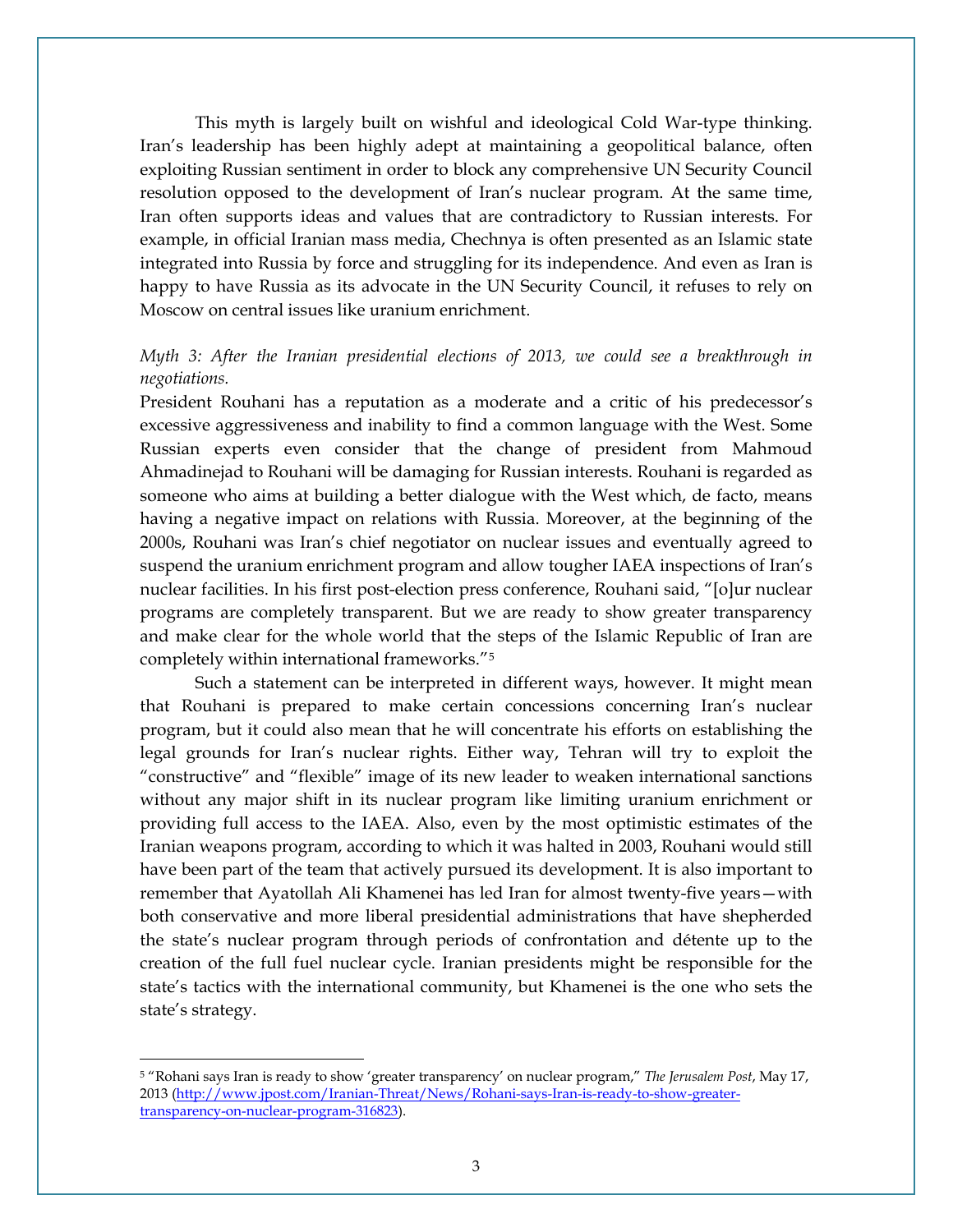This myth is largely built on wishful and ideological Cold War-type thinking. Iran's leadership has been highly adept at maintaining a geopolitical balance, often exploiting Russian sentiment in order to block any comprehensive UN Security Council resolution opposed to the development of Iran's nuclear program. At the same time, Iran often supports ideas and values that are contradictory to Russian interests. For example, in official Iranian mass media, Chechnya is often presented as an Islamic state integrated into Russia by force and struggling for its independence. And even as Iran is happy to have Russia as its advocate in the UN Security Council, it refuses to rely on Moscow on central issues like uranium enrichment.

*Myth 3: After the Iranian presidential elections of 2013, we could see a breakthrough in negotiations.*

President Rouhani has a reputation as a moderate and a critic of his predecessor's excessive aggressiveness and inability to find a common language with the West. Some Russian experts even consider that the change of president from Mahmoud Ahmadinejad to Rouhani will be damaging for Russian interests. Rouhani is regarded as someone who aims at building a better dialogue with the West which, de facto, means having a negative impact on relations with Russia. Moreover, at the beginning of the 2000s, Rouhani was Iran's chief negotiator on nuclear issues and eventually agreed to suspend the uranium enrichment program and allow tougher IAEA inspections of Iran's nuclear facilities. In his first post-election press conference, Rouhani said, "[o]ur nuclear programs are completely transparent. But we are ready to show greater transparency and make clear for the whole world that the steps of the Islamic Republic of Iran are completely within international frameworks."[5]

Such a statement can be interpreted in different ways, however. It might mean that Rouhani is prepared to make certain concessions concerning Iran's nuclear program, but it could also mean that he will concentrate his efforts on establishing the legal grounds for Iran's nuclear rights. Either way, Tehran will try to exploit the "constructive" and "flexible" image of its new leader to weaken international sanctions without any major shift in its nuclear program like limiting uranium enrichment or providing full access to the IAEA. Also, even by the most optimistic estimates of the Iranian weapons program, according to which it was halted in 2003, Rouhani would still have been part of the team that actively pursued its development. It is also important to remember that Ayatollah Ali Khamenei has led Iran for almost twenty-five years—with both conservative and more liberal presidential administrations that have shepherded the state's nuclear program through periods of confrontation and détente up to the creation of the full fuel nuclear cycle. Iranian presidents might be responsible for the state's tactics with the international community, but Khamenei is the one who sets the state's strategy.

---

[5] "Rohani says Iran is ready to show 'greater transparency' on nuclear program," *The Jerusalem Post*, May 17, 2013 (http://www.jpost.com/Iranian-Threat/News/Rohani-says-Iran-is-ready-to-show-greater-transparency-on-nuclear-program-316823).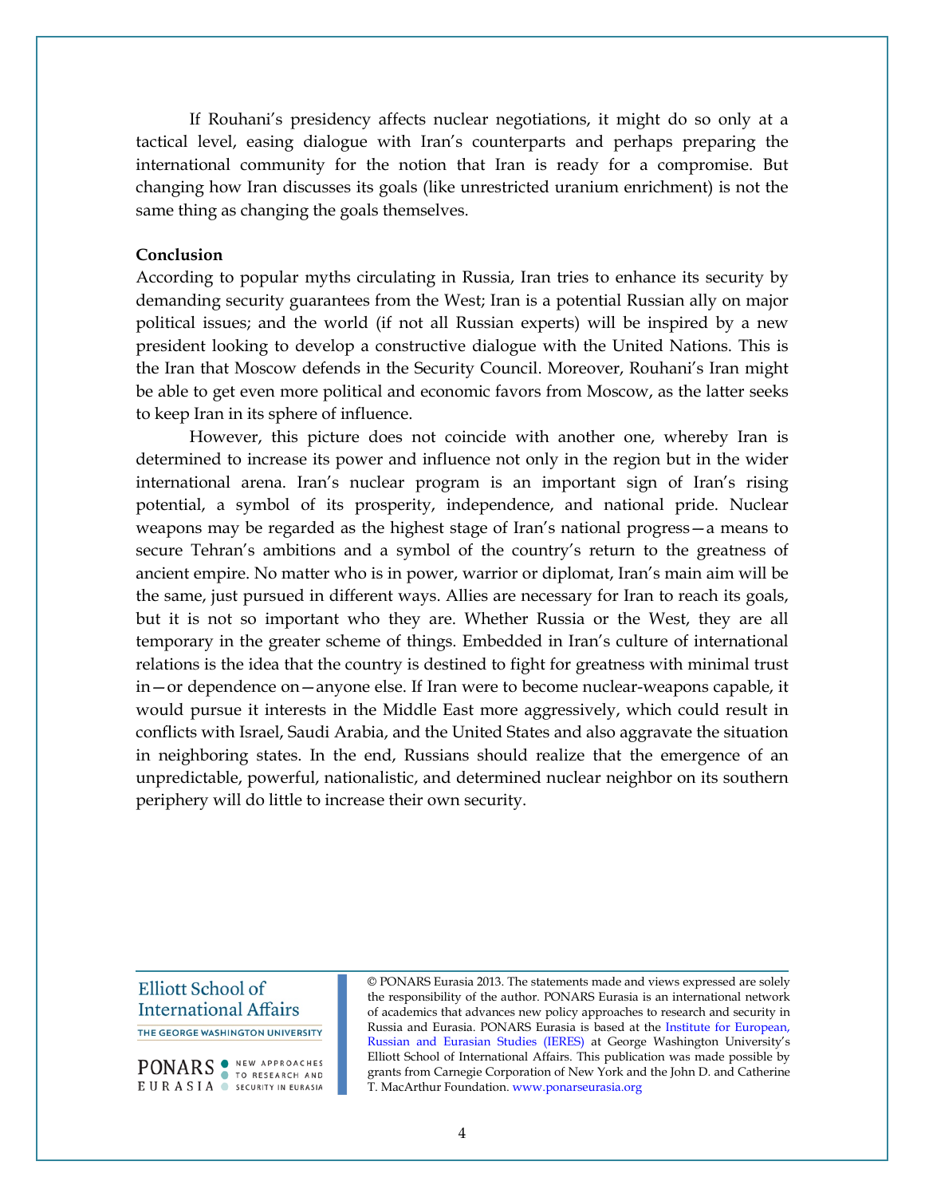If Rouhani's presidency affects nuclear negotiations, it might do so only at a tactical level, easing dialogue with Iran's counterparts and perhaps preparing the international community for the notion that Iran is ready for a compromise. But changing how Iran discusses its goals (like unrestricted uranium enrichment) is not the same thing as changing the goals themselves.

**Conclusion**

According to popular myths circulating in Russia, Iran tries to enhance its security by demanding security guarantees from the West; Iran is a potential Russian ally on major political issues; and the world (if not all Russian experts) will be inspired by a new president looking to develop a constructive dialogue with the United Nations. This is the Iran that Moscow defends in the Security Council. Moreover, Rouhani's Iran might be able to get even more political and economic favors from Moscow, as the latter seeks to keep Iran in its sphere of influence.

However, this picture does not coincide with another one, whereby Iran is determined to increase its power and influence not only in the region but in the wider international arena. Iran's nuclear program is an important sign of Iran's rising potential, a symbol of its prosperity, independence, and national pride. Nuclear weapons may be regarded as the highest stage of Iran's national progress—a means to secure Tehran's ambitions and a symbol of the country's return to the greatness of ancient empire. No matter who is in power, warrior or diplomat, Iran's main aim will be the same, just pursued in different ways. Allies are necessary for Iran to reach its goals, but it is not so important who they are. Whether Russia or the West, they are all temporary in the greater scheme of things. Embedded in Iran's culture of international relations is the idea that the country is destined to fight for greatness with minimal trust in—or dependence on—anyone else. If Iran were to become nuclear-weapons capable, it would pursue it interests in the Middle East more aggressively, which could result in conflicts with Israel, Saudi Arabia, and the United States and also aggravate the situation in neighboring states. In the end, Russians should realize that the emergence of an unpredictable, powerful, nationalistic, and determined nuclear neighbor on its southern periphery will do little to increase their own security.

Elliott School of International Affairs
THE GEORGE WASHINGTON UNIVERSITY

PONARS EURASIA — NEW APPROACHES TO RESEARCH AND SECURITY IN EURASIA

© PONARS Eurasia 2013. The statements made and views expressed are solely the responsibility of the author. PONARS Eurasia is an international network of academics that advances new policy approaches to research and security in Russia and Eurasia. PONARS Eurasia is based at the Institute for European, Russian and Eurasian Studies (IERES) at George Washington University's Elliott School of International Affairs. This publication was made possible by grants from Carnegie Corporation of New York and the John D. and Catherine T. MacArthur Foundation. www.ponarseurasia.org